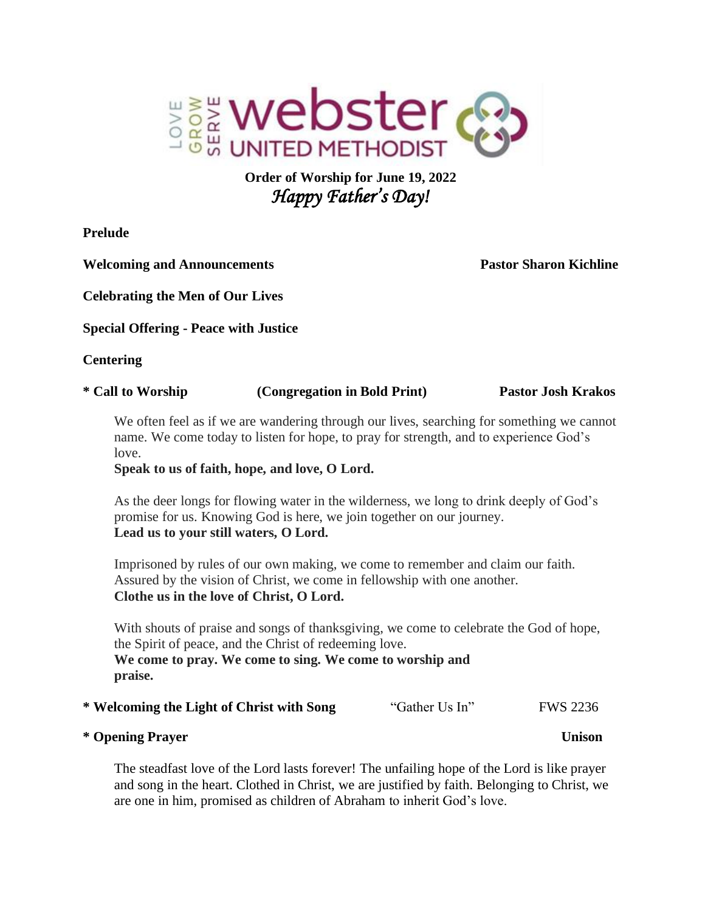LOVE GROW SERVE **webster** UNITED METHODIST

**Order of Worship for June 19, 2022**

***Happy Father's Day!***

**Prelude**

**Welcoming and Announcements** **Pastor Sharon Kichline**

**Celebrating the Men of Our Lives**

**Special Offering - Peace with Justice**

**Centering**

**\* Call to Worship** **(Congregation in Bold Print)** **Pastor Josh Krakos**

We often feel as if we are wandering through our lives, searching for something we cannot name. We come today to listen for hope, to pray for strength, and to experience God's love.
**Speak to us of faith, hope, and love, O Lord.**

As the deer longs for flowing water in the wilderness, we long to drink deeply of God's promise for us. Knowing God is here, we join together on our journey.
**Lead us to your still waters, O Lord.**

Imprisoned by rules of our own making, we come to remember and claim our faith. Assured by the vision of Christ, we come in fellowship with one another.
**Clothe us in the love of Christ, O Lord.**

With shouts of praise and songs of thanksgiving, we come to celebrate the God of hope, the Spirit of peace, and the Christ of redeeming love.
**We come to pray. We come to sing. We come to worship and praise.**

**\* Welcoming the Light of Christ with Song** "Gather Us In" FWS 2236

**\* Opening Prayer** **Unison**

The steadfast love of the Lord lasts forever! The unfailing hope of the Lord is like prayer and song in the heart. Clothed in Christ, we are justified by faith. Belonging to Christ, we are one in him, promised as children of Abraham to inherit God's love.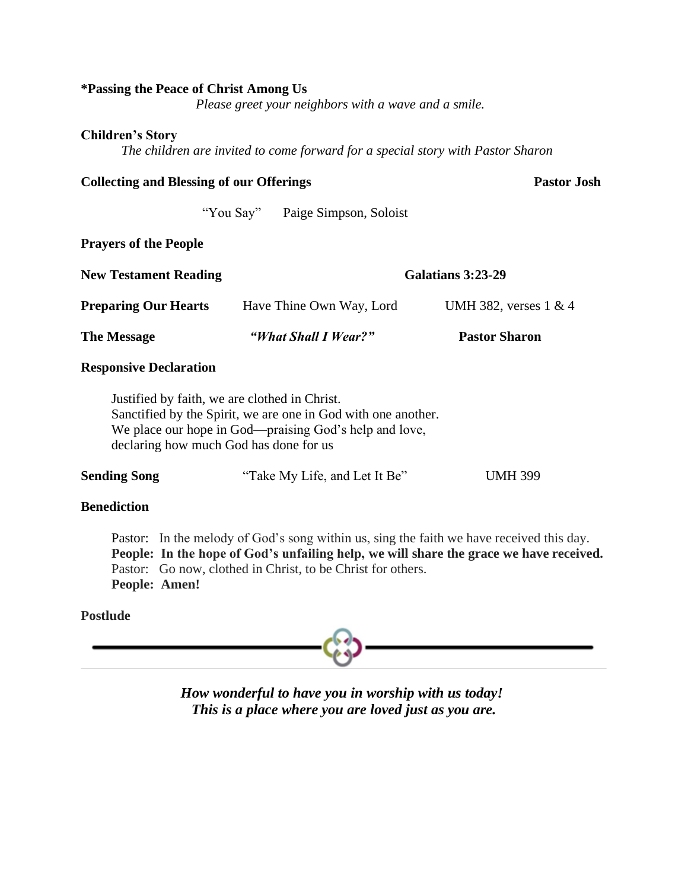**\*Passing the Peace of Christ Among Us**

*Please greet your neighbors with a wave and a smile.*

**Children's Story**

*The children are invited to come forward for a special story with Pastor Sharon*

**Collecting and Blessing of our Offerings** **Pastor Josh**

"You Say" Paige Simpson, Soloist

**Prayers of the People**

**New Testament Reading** **Galatians 3:23-29**

**Preparing Our Hearts** Have Thine Own Way, Lord UMH 382, verses 1 & 4

**The Message** ***"What Shall I Wear?"*** **Pastor Sharon**

**Responsive Declaration**

Justified by faith, we are clothed in Christ.
Sanctified by the Spirit, we are one in God with one another.
We place our hope in God—praising God's help and love,
declaring how much God has done for us

**Sending Song** "Take My Life, and Let It Be" UMH 399

**Benediction**

Pastor: In the melody of God's song within us, sing the faith we have received this day.
**People: In the hope of God's unfailing help, we will share the grace we have received.**
Pastor: Go now, clothed in Christ, to be Christ for others.
**People: Amen!**

**Postlude**

---

***How wonderful to have you in worship with us today!***
***This is a place where you are loved just as you are.***